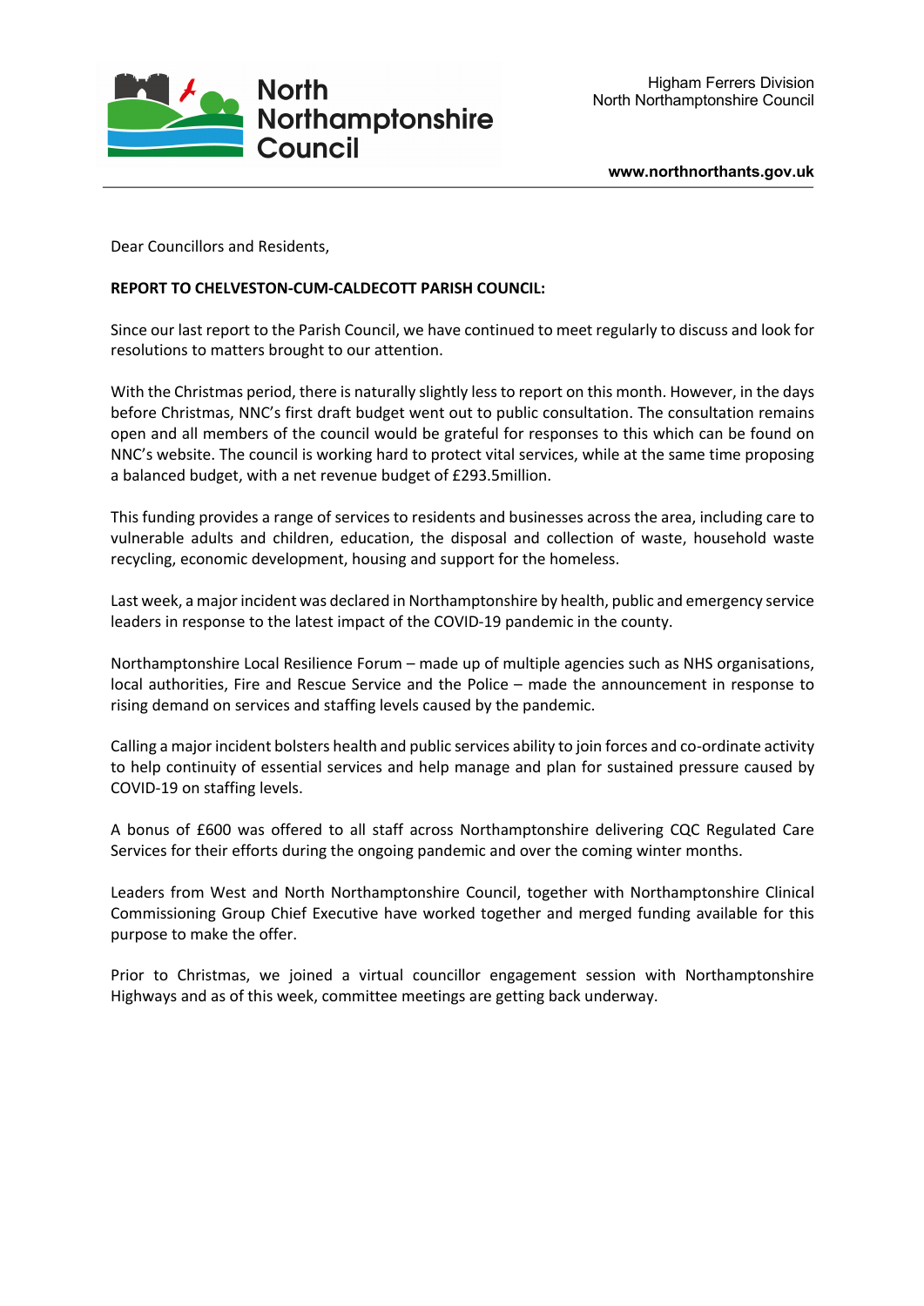North Northamptonshire Council

Higham Ferrers Division
North Northamptonshire Council

www.northnorthants.gov.uk

Dear Councillors and Residents,

**REPORT TO CHELVESTON-CUM-CALDECOTT PARISH COUNCIL:**

Since our last report to the Parish Council, we have continued to meet regularly to discuss and look for resolutions to matters brought to our attention.

With the Christmas period, there is naturally slightly less to report on this month. However, in the days before Christmas, NNC's first draft budget went out to public consultation. The consultation remains open and all members of the council would be grateful for responses to this which can be found on NNC's website. The council is working hard to protect vital services, while at the same time proposing a balanced budget, with a net revenue budget of £293.5million.

This funding provides a range of services to residents and businesses across the area, including care to vulnerable adults and children, education, the disposal and collection of waste, household waste recycling, economic development, housing and support for the homeless.

Last week, a major incident was declared in Northamptonshire by health, public and emergency service leaders in response to the latest impact of the COVID-19 pandemic in the county.

Northamptonshire Local Resilience Forum – made up of multiple agencies such as NHS organisations, local authorities, Fire and Rescue Service and the Police – made the announcement in response to rising demand on services and staffing levels caused by the pandemic.

Calling a major incident bolsters health and public services ability to join forces and co-ordinate activity to help continuity of essential services and help manage and plan for sustained pressure caused by COVID-19 on staffing levels.

A bonus of £600 was offered to all staff across Northamptonshire delivering CQC Regulated Care Services for their efforts during the ongoing pandemic and over the coming winter months.

Leaders from West and North Northamptonshire Council, together with Northamptonshire Clinical Commissioning Group Chief Executive have worked together and merged funding available for this purpose to make the offer.

Prior to Christmas, we joined a virtual councillor engagement session with Northamptonshire Highways and as of this week, committee meetings are getting back underway.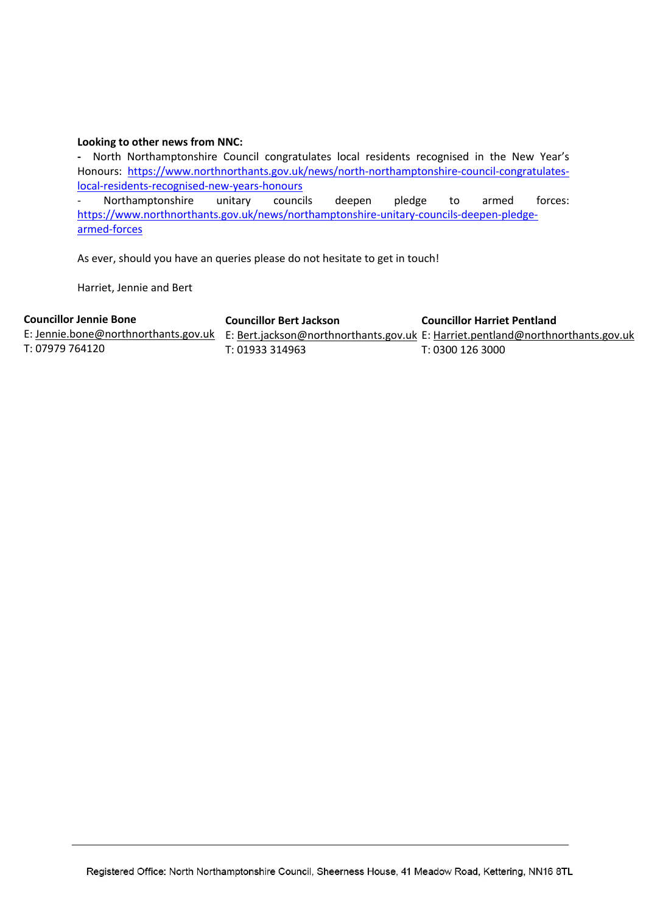**Looking to other news from NNC:**

- North Northamptonshire Council congratulates local residents recognised in the New Year's Honours: https://www.northnorthants.gov.uk/news/north-northamptonshire-council-congratulates-local-residents-recognised-new-years-honours
- Northamptonshire unitary councils deepen pledge to armed forces: https://www.northnorthants.gov.uk/news/northamptonshire-unitary-councils-deepen-pledge-armed-forces

As ever, should you have an queries please do not hesitate to get in touch!

Harriet, Jennie and Bert

**Councillor Jennie Bone**
E: Jennie.bone@northnorthants.gov.uk
T: 07979 764120

**Councillor Bert Jackson**
E: Bert.jackson@northnorthants.gov.uk
T: 01933 314963

**Councillor Harriet Pentland**
E: Harriet.pentland@northnorthants.gov.uk
T: 0300 126 3000

Registered Office: North Northamptonshire Council, Sheerness House, 41 Meadow Road, Kettering, NN16 8TL